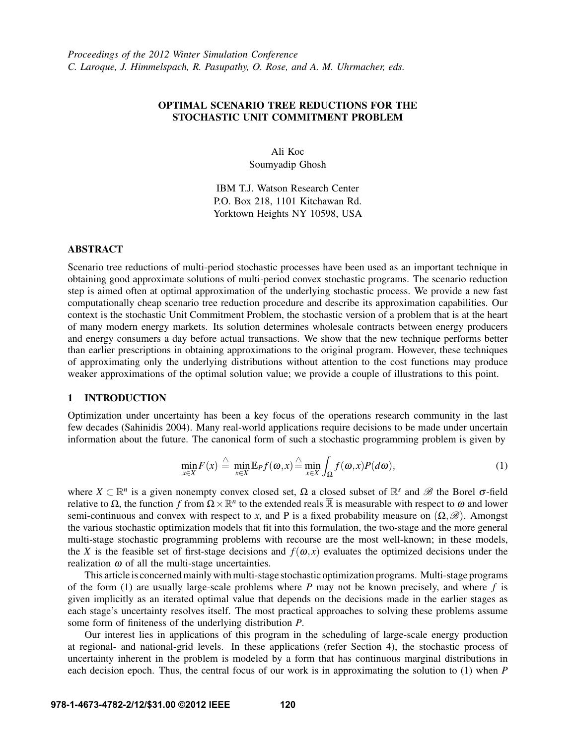*Proceedings of the 2012 Winter Simulation Conference*
*C. Laroque, J. Himmelspach, R. Pasupathy, O. Rose, and A. M. Uhrmacher, eds.*

# OPTIMAL SCENARIO TREE REDUCTIONS FOR THE STOCHASTIC UNIT COMMITMENT PROBLEM

Ali Koc
Soumyadip Ghosh

IBM T.J. Watson Research Center
P.O. Box 218, 1101 Kitchawan Rd.
Yorktown Heights NY 10598, USA

## ABSTRACT

Scenario tree reductions of multi-period stochastic processes have been used as an important technique in obtaining good approximate solutions of multi-period convex stochastic programs. The scenario reduction step is aimed often at optimal approximation of the underlying stochastic process. We provide a new fast computationally cheap scenario tree reduction procedure and describe its approximation capabilities. Our context is the stochastic Unit Commitment Problem, the stochastic version of a problem that is at the heart of many modern energy markets. Its solution determines wholesale contracts between energy producers and energy consumers a day before actual transactions. We show that the new technique performs better than earlier prescriptions in obtaining approximations to the original program. However, these techniques of approximating only the underlying distributions without attention to the cost functions may produce weaker approximations of the optimal solution value; we provide a couple of illustrations to this point.

## 1 INTRODUCTION

Optimization under uncertainty has been a key focus of the operations research community in the last few decades (Sahinidis 2004). Many real-world applications require decisions to be made under uncertain information about the future. The canonical form of such a stochastic programming problem is given by

$$\min_{x \in X} F(x) \stackrel{\triangle}{=} \min_{x \in X} \mathbb{E}_P f(\omega, x) \stackrel{\triangle}{=} \min_{x \in X} \int_{\Omega} f(\omega, x) P(d\omega), \tag{1}$$

where $X \subset \mathbb{R}^n$ is a given nonempty convex closed set, $\Omega$ a closed subset of $\mathbb{R}^s$ and $\mathscr{B}$ the Borel $\sigma$-field relative to $\Omega$, the function $f$ from $\Omega \times \mathbb{R}^n$ to the extended reals $\overline{\mathbb{R}}$ is measurable with respect to $\omega$ and lower semi-continuous and convex with respect to $x$, and P is a fixed probability measure on $(\Omega, \mathscr{B})$. Amongst the various stochastic optimization models that fit into this formulation, the two-stage and the more general multi-stage stochastic programming problems with recourse are the most well-known; in these models, the $X$ is the feasible set of first-stage decisions and $f(\omega, x)$ evaluates the optimized decisions under the realization $\omega$ of all the multi-stage uncertainties.

This article is concerned mainly with multi-stage stochastic optimization programs. Multi-stage programs of the form (1) are usually large-scale problems where $P$ may not be known precisely, and where $f$ is given implicitly as an iterated optimal value that depends on the decisions made in the earlier stages as each stage's uncertainty resolves itself. The most practical approaches to solving these problems assume some form of finiteness of the underlying distribution $P$.

Our interest lies in applications of this program in the scheduling of large-scale energy production at regional- and national-grid levels. In these applications (refer Section 4), the stochastic process of uncertainty inherent in the problem is modeled by a form that has continuous marginal distributions in each decision epoch. Thus, the central focus of our work is in approximating the solution to (1) when $P$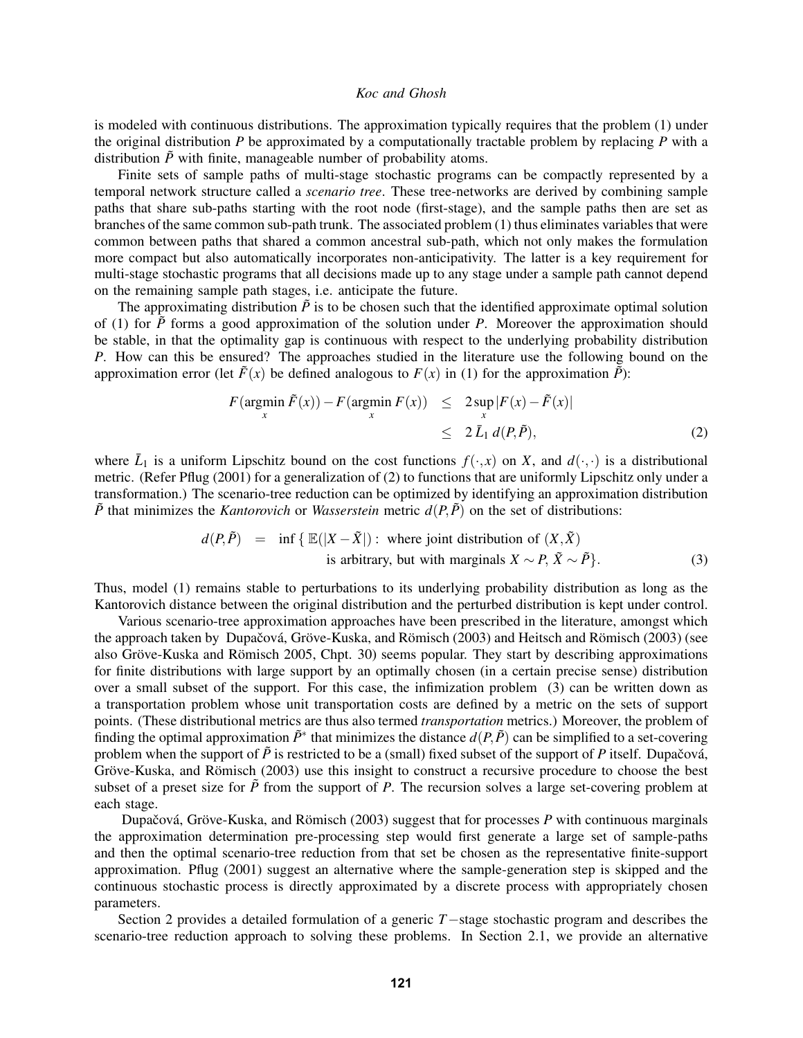is modeled with continuous distributions. The approximation typically requires that the problem (1) under the original distribution $P$ be approximated by a computationally tractable problem by replacing $P$ with a distribution $\tilde{P}$ with finite, manageable number of probability atoms.

Finite sets of sample paths of multi-stage stochastic programs can be compactly represented by a temporal network structure called a *scenario tree*. These tree-networks are derived by combining sample paths that share sub-paths starting with the root node (first-stage), and the sample paths then are set as branches of the same common sub-path trunk. The associated problem (1) thus eliminates variables that were common between paths that shared a common ancestral sub-path, which not only makes the formulation more compact but also automatically incorporates non-anticipativity. The latter is a key requirement for multi-stage stochastic programs that all decisions made up to any stage under a sample path cannot depend on the remaining sample path stages, i.e. anticipate the future.

The approximating distribution $\tilde{P}$ is to be chosen such that the identified approximate optimal solution of (1) for $\tilde{P}$ forms a good approximation of the solution under $P$. Moreover the approximation should be stable, in that the optimality gap is continuous with respect to the underlying probability distribution $P$. How can this be ensured? The approaches studied in the literature use the following bound on the approximation error (let $\tilde{F}(x)$ be defined analogous to $F(x)$ in (1) for the approximation $\tilde{P}$):

$$F(\operatorname*{argmin}_x \tilde{F}(x)) - F(\operatorname*{argmin}_x F(x)) \leq 2\sup_x |F(x) - \tilde{F}(x)| \leq 2\,\bar{L}_1\, d(P,\tilde{P}), \tag{2}$$

where $\bar{L}_1$ is a uniform Lipschitz bound on the cost functions $f(\cdot,x)$ on $X$, and $d(\cdot,\cdot)$ is a distributional metric. (Refer Pflug (2001) for a generalization of (2) to functions that are uniformly Lipschitz only under a transformation.) The scenario-tree reduction can be optimized by identifying an approximation distribution $\tilde{P}$ that minimizes the *Kantorovich* or *Wasserstein* metric $d(P,\tilde{P})$ on the set of distributions:

$$d(P,\tilde{P}) = \inf\{\, \mathbb{E}(|X-\tilde{X}|): \text{ where joint distribution of } (X,\tilde{X}) \text{ is arbitrary, but with marginals } X \sim P,\, \tilde{X} \sim \tilde{P}\}. \tag{3}$$

Thus, model (1) remains stable to perturbations to its underlying probability distribution as long as the Kantorovich distance between the original distribution and the perturbed distribution is kept under control.

Various scenario-tree approximation approaches have been prescribed in the literature, amongst which the approach taken by Dupačová, Gröve-Kuska, and Römisch (2003) and Heitsch and Römisch (2003) (see also Gröve-Kuska and Römisch 2005, Chpt. 30) seems popular. They start by describing approximations for finite distributions with large support by an optimally chosen (in a certain precise sense) distribution over a small subset of the support. For this case, the infimization problem (3) can be written down as a transportation problem whose unit transportation costs are defined by a metric on the sets of support points. (These distributional metrics are thus also termed *transportation* metrics.) Moreover, the problem of finding the optimal approximation $\tilde{P}^*$ that minimizes the distance $d(P,\tilde{P})$ can be simplified to a set-covering problem when the support of $\tilde{P}$ is restricted to be a (small) fixed subset of the support of $P$ itself. Dupačová, Gröve-Kuska, and Römisch (2003) use this insight to construct a recursive procedure to choose the best subset of a preset size for $\tilde{P}$ from the support of $P$. The recursion solves a large set-covering problem at each stage.

Dupačová, Gröve-Kuska, and Römisch (2003) suggest that for processes $P$ with continuous marginals the approximation determination pre-processing step would first generate a large set of sample-paths and then the optimal scenario-tree reduction from that set be chosen as the representative finite-support approximation. Pflug (2001) suggest an alternative where the sample-generation step is skipped and the continuous stochastic process is directly approximated by a discrete process with appropriately chosen parameters.

Section 2 provides a detailed formulation of a generic $T-$stage stochastic program and describes the scenario-tree reduction approach to solving these problems. In Section 2.1, we provide an alternative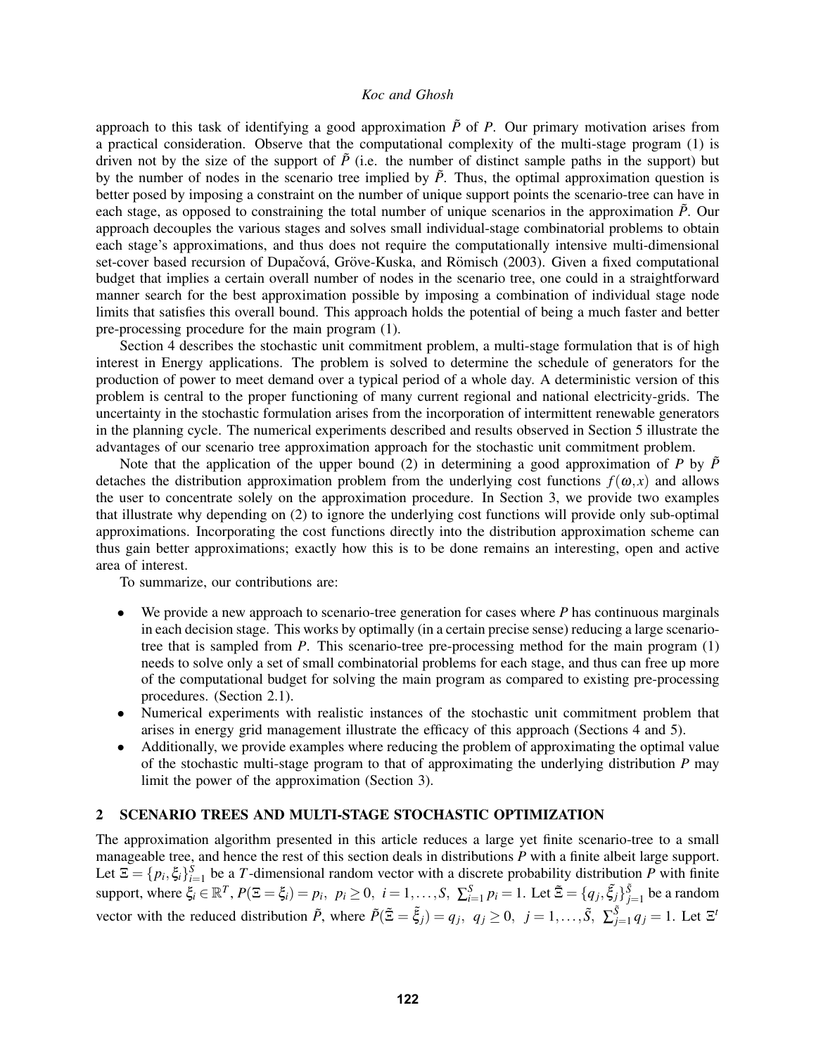approach to this task of identifying a good approximation $\tilde{P}$ of $P$. Our primary motivation arises from a practical consideration. Observe that the computational complexity of the multi-stage program (1) is driven not by the size of the support of $\tilde{P}$ (i.e. the number of distinct sample paths in the support) but by the number of nodes in the scenario tree implied by $\tilde{P}$. Thus, the optimal approximation question is better posed by imposing a constraint on the number of unique support points the scenario-tree can have in each stage, as opposed to constraining the total number of unique scenarios in the approximation $\tilde{P}$. Our approach decouples the various stages and solves small individual-stage combinatorial problems to obtain each stage's approximations, and thus does not require the computationally intensive multi-dimensional set-cover based recursion of Dupačová, Gröve-Kuska, and Römisch (2003). Given a fixed computational budget that implies a certain overall number of nodes in the scenario tree, one could in a straightforward manner search for the best approximation possible by imposing a combination of individual stage node limits that satisfies this overall bound. This approach holds the potential of being a much faster and better pre-processing procedure for the main program (1).

Section 4 describes the stochastic unit commitment problem, a multi-stage formulation that is of high interest in Energy applications. The problem is solved to determine the schedule of generators for the production of power to meet demand over a typical period of a whole day. A deterministic version of this problem is central to the proper functioning of many current regional and national electricity-grids. The uncertainty in the stochastic formulation arises from the incorporation of intermittent renewable generators in the planning cycle. The numerical experiments described and results observed in Section 5 illustrate the advantages of our scenario tree approximation approach for the stochastic unit commitment problem.

Note that the application of the upper bound (2) in determining a good approximation of $P$ by $\tilde{P}$ detaches the distribution approximation problem from the underlying cost functions $f(\omega, x)$ and allows the user to concentrate solely on the approximation procedure. In Section 3, we provide two examples that illustrate why depending on (2) to ignore the underlying cost functions will provide only sub-optimal approximations. Incorporating the cost functions directly into the distribution approximation scheme can thus gain better approximations; exactly how this is to be done remains an interesting, open and active area of interest.

To summarize, our contributions are:

- We provide a new approach to scenario-tree generation for cases where $P$ has continuous marginals in each decision stage. This works by optimally (in a certain precise sense) reducing a large scenario-tree that is sampled from $P$. This scenario-tree pre-processing method for the main program (1) needs to solve only a set of small combinatorial problems for each stage, and thus can free up more of the computational budget for solving the main program as compared to existing pre-processing procedures. (Section 2.1).
- Numerical experiments with realistic instances of the stochastic unit commitment problem that arises in energy grid management illustrate the efficacy of this approach (Sections 4 and 5).
- Additionally, we provide examples where reducing the problem of approximating the optimal value of the stochastic multi-stage program to that of approximating the underlying distribution $P$ may limit the power of the approximation (Section 3).

## 2 SCENARIO TREES AND MULTI-STAGE STOCHASTIC OPTIMIZATION

The approximation algorithm presented in this article reduces a large yet finite scenario-tree to a small manageable tree, and hence the rest of this section deals in distributions $P$ with a finite albeit large support. Let $\Xi = \{p_i, \xi_i\}_{i=1}^{S}$ be a $T$-dimensional random vector with a discrete probability distribution $P$ with finite support, where $\xi_i \in \mathbb{R}^T$, $P(\Xi = \xi_i) = p_i$, $p_i \geq 0$, $i = 1, \ldots, S$, $\sum_{i=1}^{S} p_i = 1$. Let $\tilde{\Xi} = \{q_j, \tilde{\xi}_j\}_{j=1}^{\tilde{S}}$ be a random vector with the reduced distribution $\tilde{P}$, where $\tilde{P}(\tilde{\Xi} = \tilde{\xi}_j) = q_j$, $q_j \geq 0$, $j = 1, \ldots, \tilde{S}$, $\sum_{j=1}^{\tilde{S}} q_j = 1$. Let $\Xi^t$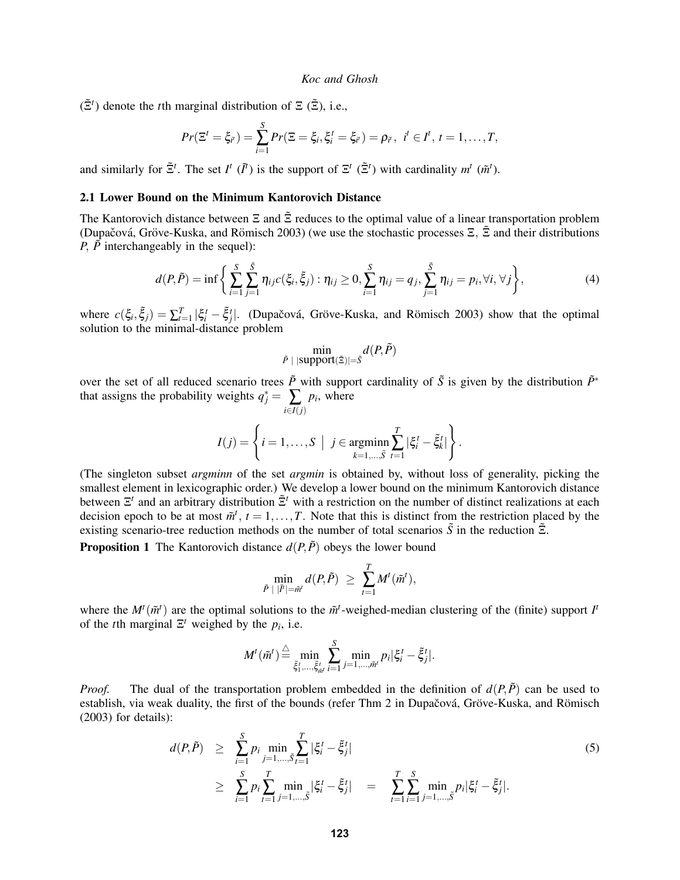($\tilde{\Xi}^t$) denote the $t$th marginal distribution of $\Xi$ ($\tilde{\Xi}$), i.e.,

$$Pr(\Xi^t = \xi_{i^t}) = \sum_{i=1}^{S} Pr(\Xi = \xi_i, \xi_i^t = \xi_{i^t}) = \rho_{i^t}, \ i^t \in I^t, \ t = 1, \ldots, T,$$

and similarly for $\tilde{\Xi}^t$. The set $I^t$ ($\tilde{I}^t$) is the support of $\Xi^t$ ($\tilde{\Xi}^t$) with cardinality $m^t$ ($\tilde{m}^t$).

### 2.1 Lower Bound on the Minimum Kantorovich Distance

The Kantorovich distance between $\Xi$ and $\tilde{\Xi}$ reduces to the optimal value of a linear transportation problem (Dupačová, Gröve-Kuska, and Römisch 2003) (we use the stochastic processes $\Xi$, $\tilde{\Xi}$ and their distributions $P$, $\tilde{P}$ interchangeably in the sequel):

$$d(P, \tilde{P}) = \inf \left\{ \sum_{i=1}^{S} \sum_{j=1}^{\tilde{S}} \eta_{ij} c(\xi_i, \tilde{\xi}_j) : \eta_{ij} \geq 0, \sum_{i=1}^{S} \eta_{ij} = q_j, \sum_{j=1}^{\tilde{S}} \eta_{ij} = p_i, \forall i, \forall j \right\}, \tag{4}$$

where $c(\xi_i, \tilde{\xi}_j) = \sum_{t=1}^{T} |\xi_i^t - \tilde{\xi}_j^t|$. (Dupačová, Gröve-Kuska, and Römisch 2003) show that the optimal solution to the minimal-distance problem

$$\min_{\tilde{P} \ | \ |\text{support}(\tilde{\Xi})| = \tilde{S}} d(P, \tilde{P})$$

over the set of all reduced scenario trees $\tilde{P}$ with support cardinality of $\tilde{S}$ is given by the distribution $\tilde{P}^*$ that assigns the probability weights $q_j^* = \sum_{i \in I(j)} p_i$, where

$$I(j) = \left\{ i = 1, \ldots, S \ \middle| \ j \in \operatorname{argminn}_{k=1,\ldots,\tilde{S}} \sum_{t=1}^{T} |\xi_i^t - \tilde{\xi}_k^t| \right\}.$$

(The singleton subset *argminn* of the set *argmin* is obtained by, without loss of generality, picking the smallest element in lexicographic order.) We develop a lower bound on the minimum Kantorovich distance between $\Xi^t$ and an arbitrary distribution $\tilde{\Xi}^t$ with a restriction on the number of distinct realizations at each decision epoch to be at most $\tilde{m}^t$, $t = 1, \ldots, T$. Note that this is distinct from the restriction placed by the existing scenario-tree reduction methods on the number of total scenarios $\tilde{S}$ in the reduction $\tilde{\Xi}$.

**Proposition 1** The Kantorovich distance $d(P, \tilde{P})$ obeys the lower bound

$$\min_{\tilde{P} \ | \ |\tilde{I}^t| = \tilde{m}^t} d(P, \tilde{P}) \ \geq \ \sum_{t=1}^{T} M^t(\tilde{m}^t),$$

where the $M^t(\tilde{m}^t)$ are the optimal solutions to the $\tilde{m}^t$-weighed-median clustering of the (finite) support $I^t$ of the $t$th marginal $\Xi^t$ weighed by the $p_i$, i.e.

$$M^t(\tilde{m}^t) \stackrel{\triangle}{=} \min_{\tilde{\xi}_1^t, \ldots, \tilde{\xi}_{\tilde{m}^t}^t} \sum_{i=1}^{S} \min_{j=1,\ldots,\tilde{m}^t} p_i |\xi_i^t - \tilde{\xi}_j^t|.$$

*Proof.* The dual of the transportation problem embedded in the definition of $d(P, \tilde{P})$ can be used to establish, via weak duality, the first of the bounds (refer Thm 2 in Dupačová, Gröve-Kuska, and Römisch (2003) for details):

$$\begin{aligned}
d(P, \tilde{P}) \ &\geq \ \sum_{i=1}^{S} p_i \min_{j=1,\ldots,\tilde{S}} \sum_{t=1}^{T} |\xi_i^t - \tilde{\xi}_j^t| \\
&\geq \ \sum_{i=1}^{S} p_i \sum_{t=1}^{T} \min_{j=1,\ldots,\tilde{S}} |\xi_i^t - \tilde{\xi}_j^t| \ = \ \sum_{t=1}^{T} \sum_{i=1}^{S} \min_{j=1,\ldots,\tilde{S}} p_i |\xi_i^t - \tilde{\xi}_j^t|.
\end{aligned} \tag{5}$$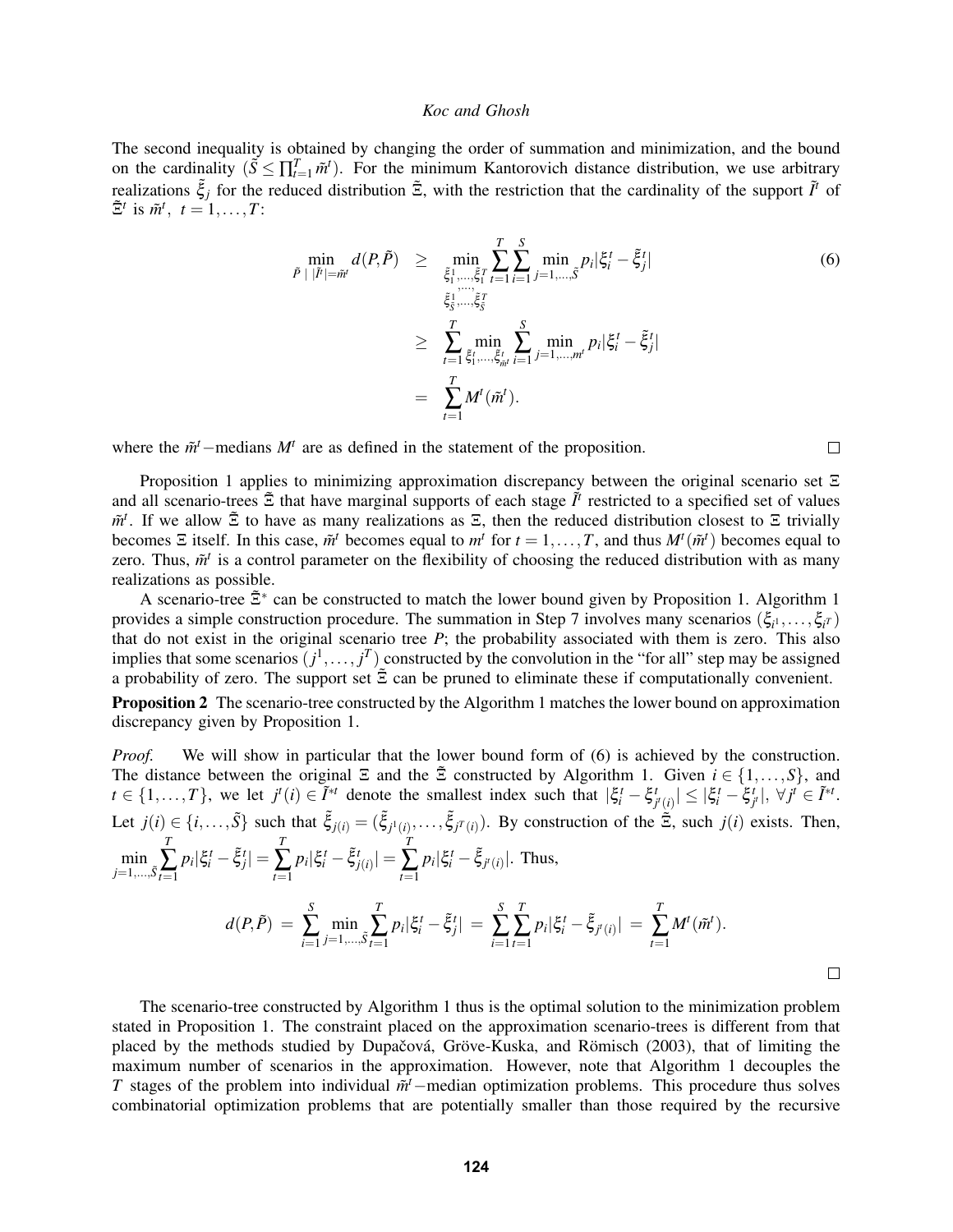The second inequality is obtained by changing the order of summation and minimization, and the bound on the cardinality ($\tilde{S} \leq \prod_{t=1}^{T} \tilde{m}^t$). For the minimum Kantorovich distance distribution, we use arbitrary realizations $\tilde{\xi}_j$ for the reduced distribution $\tilde{\Xi}$, with the restriction that the cardinality of the support $\tilde{I}^t$ of $\tilde{\Xi}^t$ is $\tilde{m}^t$, $t = 1, \ldots, T$:

$$
\begin{aligned}
\min_{\tilde{P} \mid |\tilde{I}^t| = \tilde{m}^t} d(P, \tilde{P}) &\geq \min_{\substack{\tilde{\xi}_1^1, \ldots, \tilde{\xi}_1^T \\ \ldots, \\ \tilde{\xi}_{\tilde{S}}^1, \ldots, \tilde{\xi}_{\tilde{S}}^T}} \sum_{t=1}^{T} \sum_{i=1}^{S} \min_{j=1,\ldots,\tilde{S}} p_i |\xi_i^t - \tilde{\xi}_j^t| \\
&\geq \sum_{t=1}^{T} \min_{\tilde{\xi}_1^t, \ldots, \tilde{\xi}_{\tilde{m}^t}^t} \sum_{i=1}^{S} \min_{j=1,\ldots,m^t} p_i |\xi_i^t - \tilde{\xi}_j^t| \\
&= \sum_{t=1}^{T} M^t(\tilde{m}^t).
\end{aligned}
\tag{6}
$$

where the $\tilde{m}^t-$medians $M^t$ are as defined in the statement of the proposition. □

Proposition 1 applies to minimizing approximation discrepancy between the original scenario set $\Xi$ and all scenario-trees $\tilde{\Xi}$ that have marginal supports of each stage $\tilde{I}^t$ restricted to a specified set of values $\tilde{m}^t$. If we allow $\tilde{\Xi}$ to have as many realizations as $\Xi$, then the reduced distribution closest to $\Xi$ trivially becomes $\Xi$ itself. In this case, $\tilde{m}^t$ becomes equal to $m^t$ for $t = 1, \ldots, T$, and thus $M^t(\tilde{m}^t)$ becomes equal to zero. Thus, $\tilde{m}^t$ is a control parameter on the flexibility of choosing the reduced distribution with as many realizations as possible.

A scenario-tree $\tilde{\Xi}^*$ can be constructed to match the lower bound given by Proposition 1. Algorithm 1 provides a simple construction procedure. The summation in Step 7 involves many scenarios $(\xi_{i^1}, \ldots, \xi_{i^T})$ that do not exist in the original scenario tree $P$; the probability associated with them is zero. This also implies that some scenarios $(j^1, \ldots, j^T)$ constructed by the convolution in the "for all" step may be assigned a probability of zero. The support set $\tilde{\Xi}$ can be pruned to eliminate these if computationally convenient.

**Proposition 2** The scenario-tree constructed by the Algorithm 1 matches the lower bound on approximation discrepancy given by Proposition 1.

*Proof.* We will show in particular that the lower bound form of (6) is achieved by the construction. The distance between the original $\Xi$ and the $\tilde{\Xi}$ constructed by Algorithm 1. Given $i \in \{1, \ldots, S\}$, and $t \in \{1, \ldots, T\}$, we let $j^t(i) \in \tilde{I}^{*t}$ denote the smallest index such that $|\xi_i^t - \xi_{j^t(i)}^t| \leq |\xi_i^t - \xi_{j^t}^t|$, $\forall j^t \in \tilde{I}^{*t}$. Let $j(i) \in \{i, \ldots, \tilde{S}\}$ such that $\tilde{\xi}_{j(i)} = (\tilde{\xi}_{j^1(i)}, \ldots, \tilde{\xi}_{j^T(i)})$. By construction of the $\tilde{\Xi}$, such $j(i)$ exists. Then, $\min_{j=1,\ldots,\tilde{S}} \sum_{t=1}^{T} p_i |\xi_i^t - \tilde{\xi}_j^t| = \sum_{t=1}^{T} p_i |\xi_i^t - \tilde{\xi}_{j(i)}^t| = \sum_{t=1}^{T} p_i |\xi_i^t - \tilde{\xi}_{j^t(i)}|$. Thus,

$$
d(P, \tilde{P}) = \sum_{i=1}^{S} \min_{j=1,\ldots,\tilde{S}} \sum_{t=1}^{T} p_i |\xi_i^t - \tilde{\xi}_j^t| = \sum_{i=1}^{S} \sum_{t=1}^{T} p_i |\xi_i^t - \tilde{\xi}_{j^t(i)}| = \sum_{t=1}^{T} M^t(\tilde{m}^t).
$$

□

The scenario-tree constructed by Algorithm 1 thus is the optimal solution to the minimization problem stated in Proposition 1. The constraint placed on the approximation scenario-trees is different from that placed by the methods studied by Dupačová, Gröve-Kuska, and Römisch (2003), that of limiting the maximum number of scenarios in the approximation. However, note that Algorithm 1 decouples the $T$ stages of the problem into individual $\tilde{m}^t-$median optimization problems. This procedure thus solves combinatorial optimization problems that are potentially smaller than those required by the recursive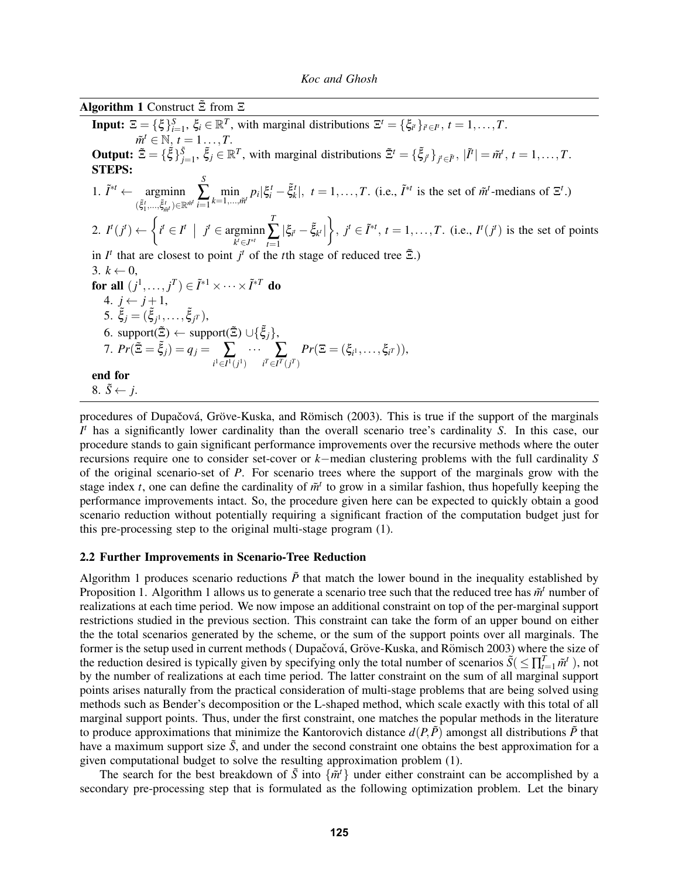**Algorithm 1** Construct $\tilde{\Xi}$ from $\Xi$

**Input:** $\Xi = \{\xi\}_{i=1}^{S}$, $\xi_i \in \mathbb{R}^T$, with marginal distributions $\Xi^t = \{\xi_{i^t}\}_{i^t \in I^t}$, $t = 1, \ldots, T$.
$\tilde{m}^t \in \mathbb{N}$, $t = 1 \ldots, T$.

**Output:** $\tilde{\Xi} = \{\tilde{\xi}\}_{j=1}^{\tilde{S}}$, $\tilde{\xi}_j \in \mathbb{R}^T$, with marginal distributions $\tilde{\Xi}^t = \{\tilde{\xi}_{j^t}\}_{j^t \in \tilde{I}^t}$, $|\tilde{I}^t| = \tilde{m}^t$, $t = 1, \ldots, T$.

**STEPS:**

1. $\tilde{I}^{*t} \leftarrow \underset{(\tilde{\xi}_1^t, \ldots, \tilde{\xi}_{\tilde{m}^t}^t) \in \mathbb{R}^{\tilde{m}^t}}{\text{argminn}} \sum_{i=1}^{S} \min_{k=1,\ldots,\tilde{m}^t} p_i |\xi_i^t - \tilde{\xi}_k^t|$, $t = 1, \ldots, T$. (i.e., $\tilde{I}^{*t}$ is the set of $\tilde{m}^t$-medians of $\Xi^t$.)

2. $I^t(j^t) \leftarrow \left\{ i^t \in I^t \;\middle|\; j^t \in \underset{k^t \in J^{*t}}{\text{argminn}} \sum_{t=1}^{T} |\xi_{i^t} - \tilde{\xi}_{k^t}| \right\}$, $j^t \in \tilde{I}^{*t}$, $t = 1, \ldots, T$. (i.e., $I^t(j^t)$ is the set of points in $I^t$ that are closest to point $j^t$ of the $t$th stage of reduced tree $\tilde{\Xi}$.)

3. $k \leftarrow 0$,

**for all** $(j^1, \ldots, j^T) \in \tilde{I}^{*1} \times \cdots \times \tilde{I}^{*T}$ **do**

4. $j \leftarrow j + 1$,
5. $\tilde{\xi}_j = (\tilde{\xi}_{j^1}, \ldots, \tilde{\xi}_{j^T})$,
6. support($\tilde{\Xi}$) $\leftarrow$ support($\tilde{\Xi}$) $\cup \{\tilde{\xi}_j\}$,
7. $Pr(\tilde{\Xi} = \tilde{\xi}_j) = q_j = \sum_{i^1 \in I^1(j^1)} \cdots \sum_{i^T \in I^T(j^T)} Pr(\Xi = (\xi_{i^1}, \ldots, \xi_{i^T}))$,

**end for**

8. $\tilde{S} \leftarrow j$.

procedures of Dupačová, Gröve-Kuska, and Römisch (2003). This is true if the support of the marginals $I^t$ has a significantly lower cardinality than the overall scenario tree's cardinality $S$. In this case, our procedure stands to gain significant performance improvements over the recursive methods where the outer recursions require one to consider set-cover or $k-$median clustering problems with the full cardinality $S$ of the original scenario-set of $P$. For scenario trees where the support of the marginals grow with the stage index $t$, one can define the cardinality of $\tilde{m}^t$ to grow in a similar fashion, thus hopefully keeping the performance improvements intact. So, the procedure given here can be expected to quickly obtain a good scenario reduction without potentially requiring a significant fraction of the computation budget just for this pre-processing step to the original multi-stage program (1).

### 2.2 Further Improvements in Scenario-Tree Reduction

Algorithm 1 produces scenario reductions $\tilde{P}$ that match the lower bound in the inequality established by Proposition 1. Algorithm 1 allows us to generate a scenario tree such that the reduced tree has $\tilde{m}^t$ number of realizations at each time period. We now impose an additional constraint on top of the per-marginal support restrictions studied in the previous section. This constraint can take the form of an upper bound on either the the total scenarios generated by the scheme, or the sum of the support points over all marginals. The former is the setup used in current methods ( Dupačová, Gröve-Kuska, and Römisch 2003) where the size of the reduction desired is typically given by specifying only the total number of scenarios $\tilde{S}( \leq \prod_{t=1}^{T} \tilde{m}^t )$, not by the number of realizations at each time period. The latter constraint on the sum of all marginal support points arises naturally from the practical consideration of multi-stage problems that are being solved using methods such as Bender's decomposition or the L-shaped method, which scale exactly with this total of all marginal support points. Thus, under the first constraint, one matches the popular methods in the literature to produce approximations that minimize the Kantorovich distance $d(P, \tilde{P})$ amongst all distributions $\tilde{P}$ that have a maximum support size $\tilde{S}$, and under the second constraint one obtains the best approximation for a given computational budget to solve the resulting approximation problem (1).

The search for the best breakdown of $\tilde{S}$ into $\{\tilde{m}^t\}$ under either constraint can be accomplished by a secondary pre-processing step that is formulated as the following optimization problem. Let the binary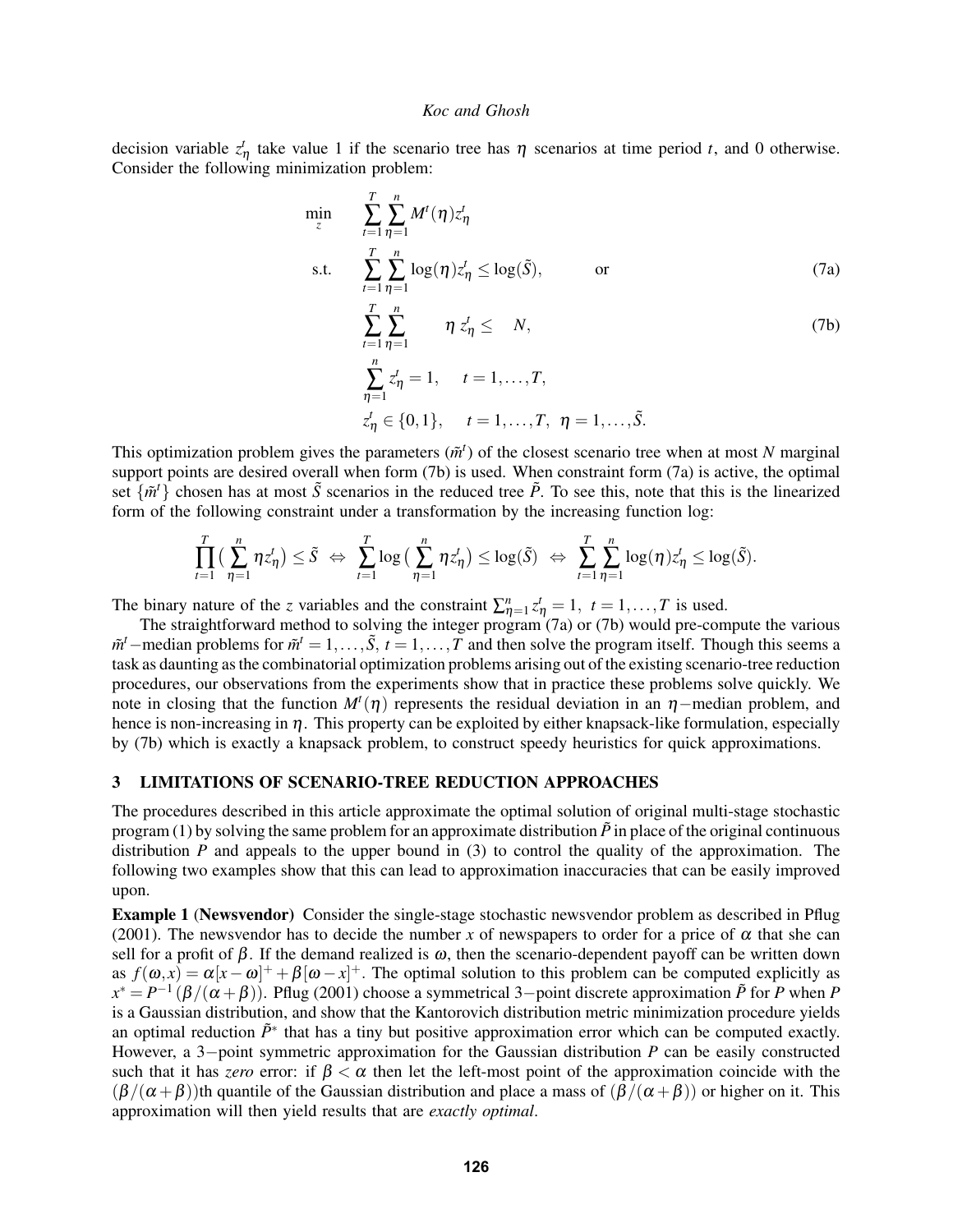decision variable $z^t_\eta$ take value 1 if the scenario tree has $\eta$ scenarios at time period $t$, and 0 otherwise. Consider the following minimization problem:

$$
\begin{aligned}
\min_z \quad & \sum_{t=1}^{T}\sum_{\eta=1}^{n} M^t(\eta) z^t_\eta \\
\text{s.t.} \quad & \sum_{t=1}^{T}\sum_{\eta=1}^{n} \log(\eta) z^t_\eta \le \log(\tilde{S}), \qquad \text{or} && \text{(7a)}\\
& \sum_{t=1}^{T}\sum_{\eta=1}^{n} \quad \eta\, z^t_\eta \le \quad N, && \text{(7b)}\\
& \sum_{\eta=1}^{n} z^t_\eta = 1, \quad t = 1,\dots,T, \\
& z^t_\eta \in \{0,1\}, \quad t = 1,\dots,T, \;\; \eta = 1,\dots,\tilde{S}.
\end{aligned}
$$

This optimization problem gives the parameters ($\tilde{m}^t$) of the closest scenario tree when at most $N$ marginal support points are desired overall when form (7b) is used. When constraint form (7a) is active, the optimal set $\{\tilde{m}^t\}$ chosen has at most $\tilde{S}$ scenarios in the reduced tree $\tilde{P}$. To see this, note that this is the linearized form of the following constraint under a transformation by the increasing function log:

$$
\prod_{t=1}^{T}\Big(\sum_{\eta=1}^{n} \eta z^t_\eta\Big) \le \tilde{S} \;\Leftrightarrow\; \sum_{t=1}^{T}\log\Big(\sum_{\eta=1}^{n} \eta z^t_\eta\Big) \le \log(\tilde{S}) \;\Leftrightarrow\; \sum_{t=1}^{T}\sum_{\eta=1}^{n} \log(\eta) z^t_\eta \le \log(\tilde{S}).
$$

The binary nature of the $z$ variables and the constraint $\sum_{\eta=1}^{n} z^t_\eta = 1, \; t = 1,\dots,T$ is used.

The straightforward method to solving the integer program (7a) or (7b) would pre-compute the various $\tilde{m}^t-$median problems for $\tilde{m}^t = 1,\dots,\tilde{S}$, $t = 1,\dots,T$ and then solve the program itself. Though this seems a task as daunting as the combinatorial optimization problems arising out of the existing scenario-tree reduction procedures, our observations from the experiments show that in practice these problems solve quickly. We note in closing that the function $M^t(\eta)$ represents the residual deviation in an $\eta-$median problem, and hence is non-increasing in $\eta$. This property can be exploited by either knapsack-like formulation, especially by (7b) which is exactly a knapsack problem, to construct speedy heuristics for quick approximations.

## 3 LIMITATIONS OF SCENARIO-TREE REDUCTION APPROACHES

The procedures described in this article approximate the optimal solution of original multi-stage stochastic program (1) by solving the same problem for an approximate distribution $\tilde{P}$ in place of the original continuous distribution $P$ and appeals to the upper bound in (3) to control the quality of the approximation. The following two examples show that this can lead to approximation inaccuracies that can be easily improved upon.

**Example 1** (**Newsvendor**) Consider the single-stage stochastic newsvendor problem as described in Pflug (2001). The newsvendor has to decide the number $x$ of newspapers to order for a price of $\alpha$ that she can sell for a profit of $\beta$. If the demand realized is $\omega$, then the scenario-dependent payoff can be written down as $f(\omega,x) = \alpha[x-\omega]^+ + \beta[\omega - x]^+$. The optimal solution to this problem can be computed explicitly as $x^* = P^{-1}(\beta/(\alpha+\beta))$. Pflug (2001) choose a symmetrical 3−point discrete approximation $\tilde{P}$ for $P$ when $P$ is a Gaussian distribution, and show that the Kantorovich distribution metric minimization procedure yields an optimal reduction $\tilde{P}^*$ that has a tiny but positive approximation error which can be computed exactly. However, a 3−point symmetric approximation for the Gaussian distribution $P$ can be easily constructed such that it has *zero* error: if $\beta < \alpha$ then let the left-most point of the approximation coincide with the $(\beta/(\alpha+\beta))$th quantile of the Gaussian distribution and place a mass of $(\beta/(\alpha+\beta))$ or higher on it. This approximation will then yield results that are *exactly optimal*.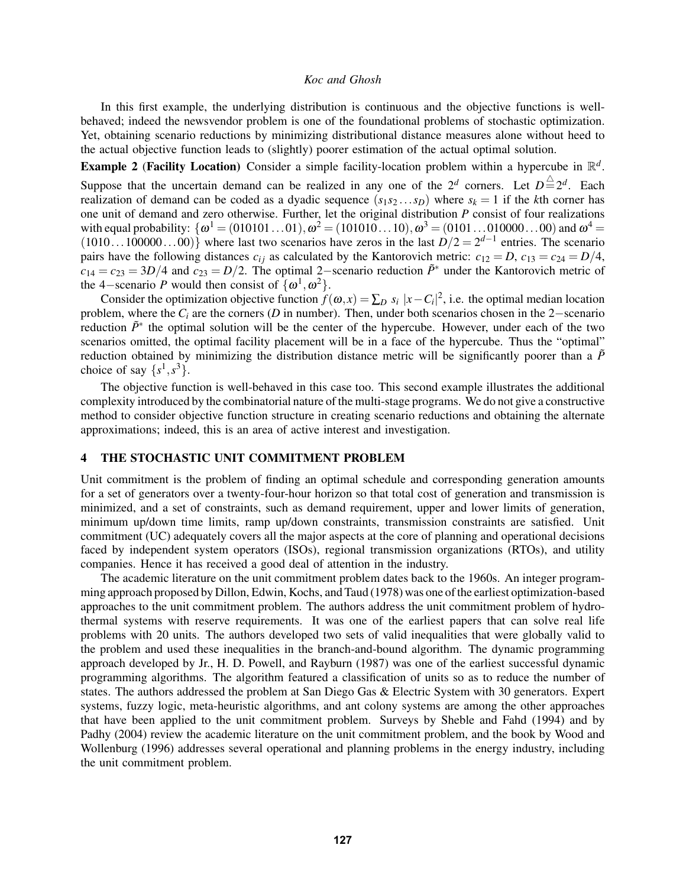In this first example, the underlying distribution is continuous and the objective functions is well-behaved; indeed the newsvendor problem is one of the foundational problems of stochastic optimization. Yet, obtaining scenario reductions by minimizing distributional distance measures alone without heed to the actual objective function leads to (slightly) poorer estimation of the actual optimal solution.

**Example 2** **(Facility Location)** Consider a simple facility-location problem within a hypercube in $\mathbb{R}^d$. Suppose that the uncertain demand can be realized in any one of the $2^d$ corners. Let $D \stackrel{\triangle}{=} 2^d$. Each realization of demand can be coded as a dyadic sequence $(s_1 s_2 \ldots s_D)$ where $s_k = 1$ if the $k$th corner has one unit of demand and zero otherwise. Further, let the original distribution $P$ consist of four realizations with equal probability: $\{\omega^1 = (010101\ldots01), \omega^2 = (101010\ldots10), \omega^3 = (0101\ldots010000\ldots00)$ and $\omega^4 = (1010\ldots100000\ldots00)\}$ where last two scenarios have zeros in the last $D/2 = 2^{d-1}$ entries. The scenario pairs have the following distances $c_{ij}$ as calculated by the Kantorovich metric: $c_{12} = D$, $c_{13} = c_{24} = D/4$, $c_{14} = c_{23} = 3D/4$ and $c_{23} = D/2$. The optimal 2−scenario reduction $\tilde{P}^*$ under the Kantorovich metric of the 4−scenario $P$ would then consist of $\{\omega^1, \omega^2\}$.

Consider the optimization objective function $f(\omega, x) = \sum_D s_i \; |x - C_i|^2$, i.e. the optimal median location problem, where the $C_i$ are the corners ($D$ in number). Then, under both scenarios chosen in the 2−scenario reduction $\tilde{P}^*$ the optimal solution will be the center of the hypercube. However, under each of the two scenarios omitted, the optimal facility placement will be in a face of the hypercube. Thus the "optimal" reduction obtained by minimizing the distribution distance metric will be significantly poorer than a $\tilde{P}$ choice of say $\{s^1, s^3\}$.

The objective function is well-behaved in this case too. This second example illustrates the additional complexity introduced by the combinatorial nature of the multi-stage programs. We do not give a constructive method to consider objective function structure in creating scenario reductions and obtaining the alternate approximations; indeed, this is an area of active interest and investigation.

## 4 THE STOCHASTIC UNIT COMMITMENT PROBLEM

Unit commitment is the problem of finding an optimal schedule and corresponding generation amounts for a set of generators over a twenty-four-hour horizon so that total cost of generation and transmission is minimized, and a set of constraints, such as demand requirement, upper and lower limits of generation, minimum up/down time limits, ramp up/down constraints, transmission constraints are satisfied. Unit commitment (UC) adequately covers all the major aspects at the core of planning and operational decisions faced by independent system operators (ISOs), regional transmission organizations (RTOs), and utility companies. Hence it has received a good deal of attention in the industry.

The academic literature on the unit commitment problem dates back to the 1960s. An integer programming approach proposed by Dillon, Edwin, Kochs, and Taud (1978) was one of the earliest optimization-based approaches to the unit commitment problem. The authors address the unit commitment problem of hydro-thermal systems with reserve requirements. It was one of the earliest papers that can solve real life problems with 20 units. The authors developed two sets of valid inequalities that were globally valid to the problem and used these inequalities in the branch-and-bound algorithm. The dynamic programming approach developed by Jr., H. D. Powell, and Rayburn (1987) was one of the earliest successful dynamic programming algorithms. The algorithm featured a classification of units so as to reduce the number of states. The authors addressed the problem at San Diego Gas & Electric System with 30 generators. Expert systems, fuzzy logic, meta-heuristic algorithms, and ant colony systems are among the other approaches that have been applied to the unit commitment problem. Surveys by Sheble and Fahd (1994) and by Padhy (2004) review the academic literature on the unit commitment problem, and the book by Wood and Wollenburg (1996) addresses several operational and planning problems in the energy industry, including the unit commitment problem.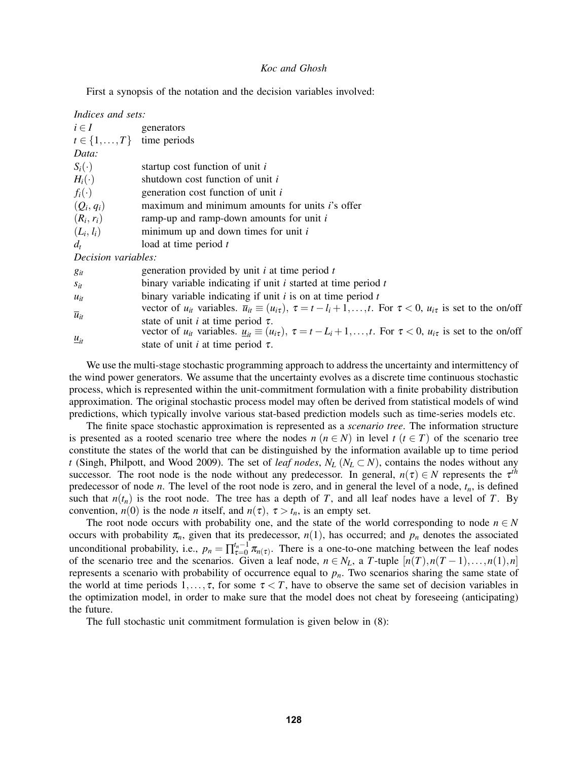First a synopsis of the notation and the decision variables involved:

*Indices and sets:*

| | |
|---|---|
| $i \in I$ | generators |
| $t \in \{1,\ldots,T\}$ | time periods |

*Data:*

| | |
|---|---|
| $S_i(\cdot)$ | startup cost function of unit $i$ |
| $H_i(\cdot)$ | shutdown cost function of unit $i$ |
| $f_i(\cdot)$ | generation cost function of unit $i$ |
| $(Q_i, q_i)$ | maximum and minimum amounts for units $i$'s offer |
| $(R_i, r_i)$ | ramp-up and ramp-down amounts for unit $i$ |
| $(L_i, l_i)$ | minimum up and down times for unit $i$ |
| $d_t$ | load at time period $t$ |

*Decision variables:*

| | |
|---|---|
| $g_{it}$ | generation provided by unit $i$ at time period $t$ |
| $s_{it}$ | binary variable indicating if unit $i$ started at time period $t$ |
| $u_{it}$ | binary variable indicating if unit $i$ is on at time period $t$ |
| $\overline{u}_{it}$ | vector of $u_{it}$ variables. $\overline{u}_{it} \equiv (u_{i\tau})$, $\tau = t - l_i + 1, \ldots, t$. For $\tau < 0$, $u_{i\tau}$ is set to the on/off state of unit $i$ at time period $\tau$. |
| $\underline{u}_{it}$ | vector of $u_{it}$ variables. $\underline{u}_{it} \equiv (u_{i\tau})$, $\tau = t - L_i + 1, \ldots, t$. For $\tau < 0$, $u_{i\tau}$ is set to the on/off state of unit $i$ at time period $\tau$. |

We use the multi-stage stochastic programming approach to address the uncertainty and intermittency of the wind power generators. We assume that the uncertainty evolves as a discrete time continuous stochastic process, which is represented within the unit-commitment formulation with a finite probability distribution approximation. The original stochastic process model may often be derived from statistical models of wind predictions, which typically involve various stat-based prediction models such as time-series models etc.

The finite space stochastic approximation is represented as a *scenario tree*. The information structure is presented as a rooted scenario tree where the nodes $n$ ($n \in N$) in level $t$ ($t \in T$) of the scenario tree constitute the states of the world that can be distinguished by the information available up to time period $t$ (Singh, Philpott, and Wood 2009). The set of *leaf nodes*, $N_L$ ($N_L \subset N$), contains the nodes without any successor. The root node is the node without any predecessor. In general, $n(\tau) \in N$ represents the $\tau^{th}$ predecessor of node $n$. The level of the root node is zero, and in general the level of a node, $t_n$, is defined such that $n(t_n)$ is the root node. The tree has a depth of $T$, and all leaf nodes have a level of $T$. By convention, $n(0)$ is the node $n$ itself, and $n(\tau)$, $\tau > t_n$, is an empty set.

The root node occurs with probability one, and the state of the world corresponding to node $n \in N$ occurs with probability $\pi_n$, given that its predecessor, $n(1)$, has occurred; and $p_n$ denotes the associated unconditional probability, i.e., $p_n = \prod_{\tau=0}^{t_n-1} \pi_{n(\tau)}$. There is a one-to-one matching between the leaf nodes of the scenario tree and the scenarios. Given a leaf node, $n \in N_L$, a $T$-tuple $[n(T), n(T-1), \ldots, n(1), n]$ represents a scenario with probability of occurrence equal to $p_n$. Two scenarios sharing the same state of the world at time periods $1, \ldots, \tau$, for some $\tau < T$, have to observe the same set of decision variables in the optimization model, in order to make sure that the model does not cheat by foreseeing (anticipating) the future.

The full stochastic unit commitment formulation is given below in (8):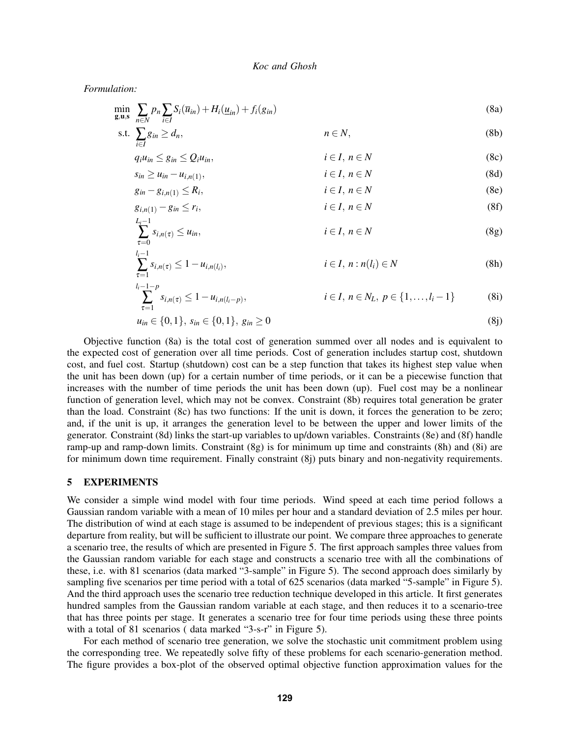*Formulation:*

$$\min_{\mathbf{g},\mathbf{u},\mathbf{s}} \sum_{n\in N} p_n \sum_{i\in I} S_i(\overline{u}_{in}) + H_i(\underline{u}_{in}) + f_i(g_{in}) \tag{8a}$$

$$\text{s.t.} \sum_{i\in I} g_{in} \geq d_n, \qquad n \in N, \tag{8b}$$

$$q_i u_{in} \leq g_{in} \leq Q_i u_{in}, \qquad i \in I,\ n \in N \tag{8c}$$

$$s_{in} \geq u_{in} - u_{i,n(1)}, \qquad i \in I,\ n \in N \tag{8d}$$

$$g_{in} - g_{i,n(1)} \leq R_i, \qquad i \in I,\ n \in N \tag{8e}$$

$$g_{i,n(1)} - g_{in} \leq r_i, \qquad i \in I,\ n \in N \tag{8f}$$

$$\sum_{\tau=0}^{L_i-1} s_{i,n(\tau)} \leq u_{in}, \qquad i \in I,\ n \in N \tag{8g}$$

$$\sum_{\tau=1}^{l_i-1} s_{i,n(\tau)} \leq 1 - u_{i,n(l_i)}, \qquad i \in I,\ n : n(l_i) \in N \tag{8h}$$

$$\sum_{\tau=1}^{l_i-1-p} s_{i,n(\tau)} \leq 1 - u_{i,n(l_i-p)}, \qquad i \in I,\ n \in N_L,\ p \in \{1,\ldots,l_i-1\} \tag{8i}$$

$$u_{in} \in \{0,1\},\ s_{in} \in \{0,1\},\ g_{in} \geq 0 \tag{8j}$$

Objective function (8a) is the total cost of generation summed over all nodes and is equivalent to the expected cost of generation over all time periods. Cost of generation includes startup cost, shutdown cost, and fuel cost. Startup (shutdown) cost can be a step function that takes its highest step value when the unit has been down (up) for a certain number of time periods, or it can be a piecewise function that increases with the number of time periods the unit has been down (up). Fuel cost may be a nonlinear function of generation level, which may not be convex. Constraint (8b) requires total generation be grater than the load. Constraint (8c) has two functions: If the unit is down, it forces the generation to be zero; and, if the unit is up, it arranges the generation level to be between the upper and lower limits of the generator. Constraint (8d) links the start-up variables to up/down variables. Constraints (8e) and (8f) handle ramp-up and ramp-down limits. Constraint (8g) is for minimum up time and constraints (8h) and (8i) are for minimum down time requirement. Finally constraint (8j) puts binary and non-negativity requirements.

## 5 EXPERIMENTS

We consider a simple wind model with four time periods. Wind speed at each time period follows a Gaussian random variable with a mean of 10 miles per hour and a standard deviation of 2.5 miles per hour. The distribution of wind at each stage is assumed to be independent of previous stages; this is a significant departure from reality, but will be sufficient to illustrate our point. We compare three approaches to generate a scenario tree, the results of which are presented in Figure 5. The first approach samples three values from the Gaussian random variable for each stage and constructs a scenario tree with all the combinations of these, i.e. with 81 scenarios (data marked "3-sample" in Figure 5). The second approach does similarly by sampling five scenarios per time period with a total of 625 scenarios (data marked "5-sample" in Figure 5). And the third approach uses the scenario tree reduction technique developed in this article. It first generates hundred samples from the Gaussian random variable at each stage, and then reduces it to a scenario-tree that has three points per stage. It generates a scenario tree for four time periods using these three points with a total of 81 scenarios ( data marked "3-s-r" in Figure 5).

For each method of scenario tree generation, we solve the stochastic unit commitment problem using the corresponding tree. We repeatedly solve fifty of these problems for each scenario-generation method. The figure provides a box-plot of the observed optimal objective function approximation values for the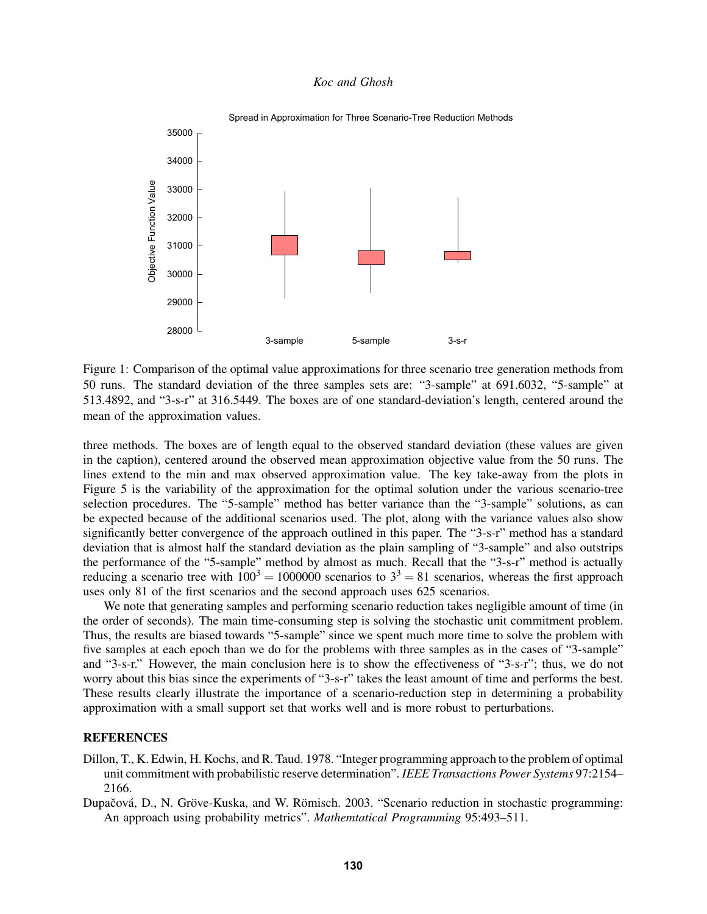Figure 1: Comparison of the optimal value approximations for three scenario tree generation methods from 50 runs. The standard deviation of the three samples sets are: “3-sample” at 691.6032, “5-sample” at 513.4892, and “3-s-r” at 316.5449. The boxes are of one standard-deviation’s length, centered around the mean of the approximation values.

three methods. The boxes are of length equal to the observed standard deviation (these values are given in the caption), centered around the observed mean approximation objective value from the 50 runs. The lines extend to the min and max observed approximation value. The key take-away from the plots in Figure 5 is the variability of the approximation for the optimal solution under the various scenario-tree selection procedures. The “5-sample” method has better variance than the “3-sample” solutions, as can be expected because of the additional scenarios used. The plot, along with the variance values also show significantly better convergence of the approach outlined in this paper. The “3-s-r” method has a standard deviation that is almost half the standard deviation as the plain sampling of “3-sample” and also outstrips the performance of the “5-sample” method by almost as much. Recall that the “3-s-r” method is actually reducing a scenario tree with $100^3 = 1000000$ scenarios to $3^3 = 81$ scenarios, whereas the first approach uses only 81 of the first scenarios and the second approach uses 625 scenarios.

We note that generating samples and performing scenario reduction takes negligible amount of time (in the order of seconds). The main time-consuming step is solving the stochastic unit commitment problem. Thus, the results are biased towards “5-sample” since we spent much more time to solve the problem with five samples at each epoch than we do for the problems with three samples as in the cases of “3-sample” and “3-s-r.” However, the main conclusion here is to show the effectiveness of “3-s-r”; thus, we do not worry about this bias since the experiments of “3-s-r” takes the least amount of time and performs the best. These results clearly illustrate the importance of a scenario-reduction step in determining a probability approximation with a small support set that works well and is more robust to perturbations.

## REFERENCES

Dillon, T., K. Edwin, H. Kochs, and R. Taud. 1978. “Integer programming approach to the problem of optimal unit commitment with probabilistic reserve determination”. *IEEE Transactions Power Systems* 97:2154–2166.

Dupačová, D., N. Gröve-Kuska, and W. Römisch. 2003. “Scenario reduction in stochastic programming: An approach using probability metrics”. *Mathemtatical Programming* 95:493–511.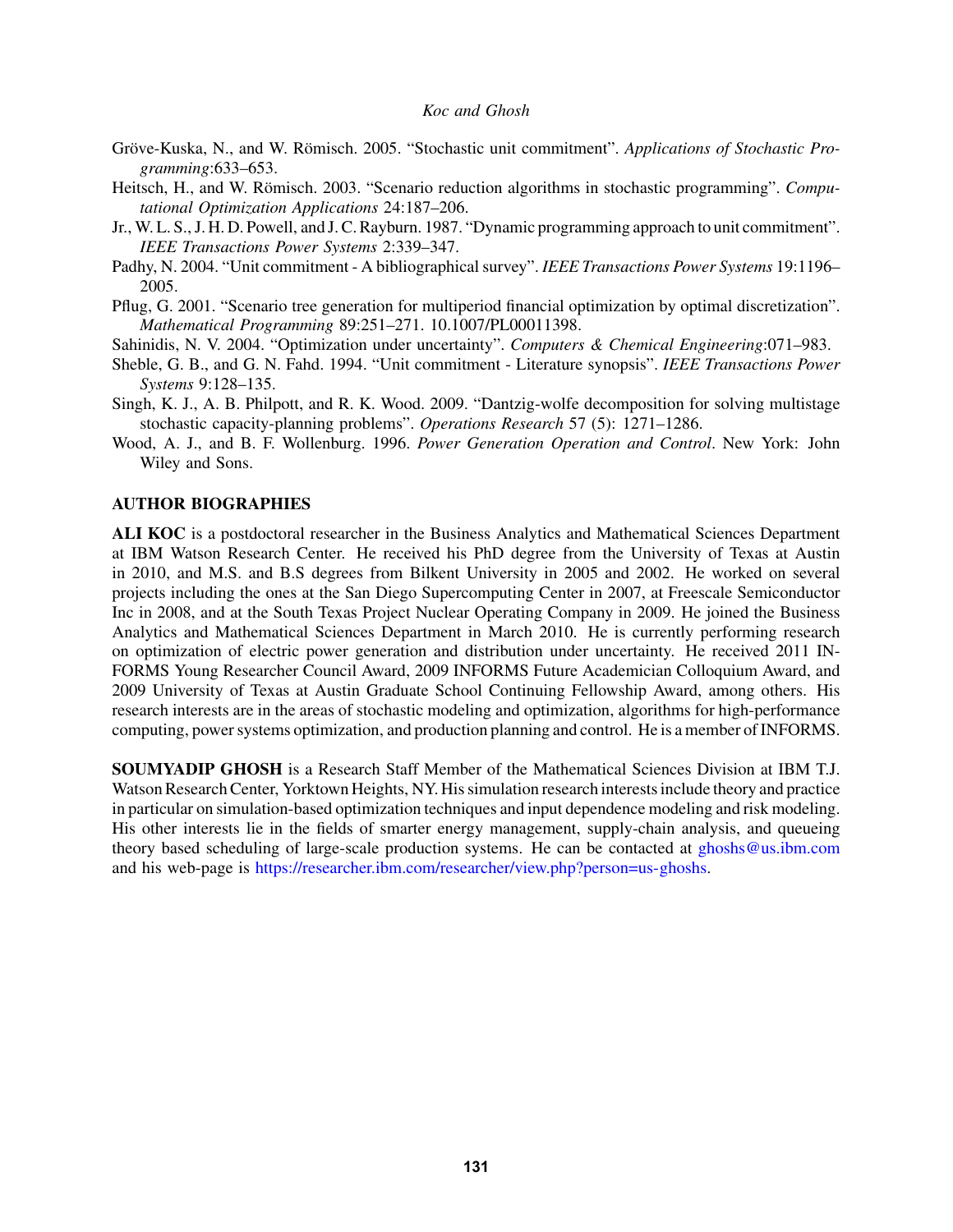Gröve-Kuska, N., and W. Römisch. 2005. "Stochastic unit commitment". *Applications of Stochastic Programming*:633–653.

Heitsch, H., and W. Römisch. 2003. "Scenario reduction algorithms in stochastic programming". *Computational Optimization Applications* 24:187–206.

Jr., W. L. S., J. H. D. Powell, and J. C. Rayburn. 1987. "Dynamic programming approach to unit commitment". *IEEE Transactions Power Systems* 2:339–347.

Padhy, N. 2004. "Unit commitment - A bibliographical survey". *IEEE Transactions Power Systems* 19:1196–2005.

Pflug, G. 2001. "Scenario tree generation for multiperiod financial optimization by optimal discretization". *Mathematical Programming* 89:251–271. 10.1007/PL00011398.

Sahinidis, N. V. 2004. "Optimization under uncertainty". *Computers & Chemical Engineering*:071–983.

Sheble, G. B., and G. N. Fahd. 1994. "Unit commitment - Literature synopsis". *IEEE Transactions Power Systems* 9:128–135.

Singh, K. J., A. B. Philpott, and R. K. Wood. 2009. "Dantzig-wolfe decomposition for solving multistage stochastic capacity-planning problems". *Operations Research* 57 (5): 1271–1286.

Wood, A. J., and B. F. Wollenburg. 1996. *Power Generation Operation and Control*. New York: John Wiley and Sons.

## AUTHOR BIOGRAPHIES

**ALI KOC** is a postdoctoral researcher in the Business Analytics and Mathematical Sciences Department at IBM Watson Research Center. He received his PhD degree from the University of Texas at Austin in 2010, and M.S. and B.S degrees from Bilkent University in 2005 and 2002. He worked on several projects including the ones at the San Diego Supercomputing Center in 2007, at Freescale Semiconductor Inc in 2008, and at the South Texas Project Nuclear Operating Company in 2009. He joined the Business Analytics and Mathematical Sciences Department in March 2010. He is currently performing research on optimization of electric power generation and distribution under uncertainty. He received 2011 INFORMS Young Researcher Council Award, 2009 INFORMS Future Academician Colloquium Award, and 2009 University of Texas at Austin Graduate School Continuing Fellowship Award, among others. His research interests are in the areas of stochastic modeling and optimization, algorithms for high-performance computing, power systems optimization, and production planning and control. He is a member of INFORMS.

**SOUMYADIP GHOSH** is a Research Staff Member of the Mathematical Sciences Division at IBM T.J. Watson Research Center, Yorktown Heights, NY. His simulation research interests include theory and practice in particular on simulation-based optimization techniques and input dependence modeling and risk modeling. His other interests lie in the fields of smarter energy management, supply-chain analysis, and queueing theory based scheduling of large-scale production systems. He can be contacted at ghoshs@us.ibm.com and his web-page is https://researcher.ibm.com/researcher/view.php?person=us-ghoshs.